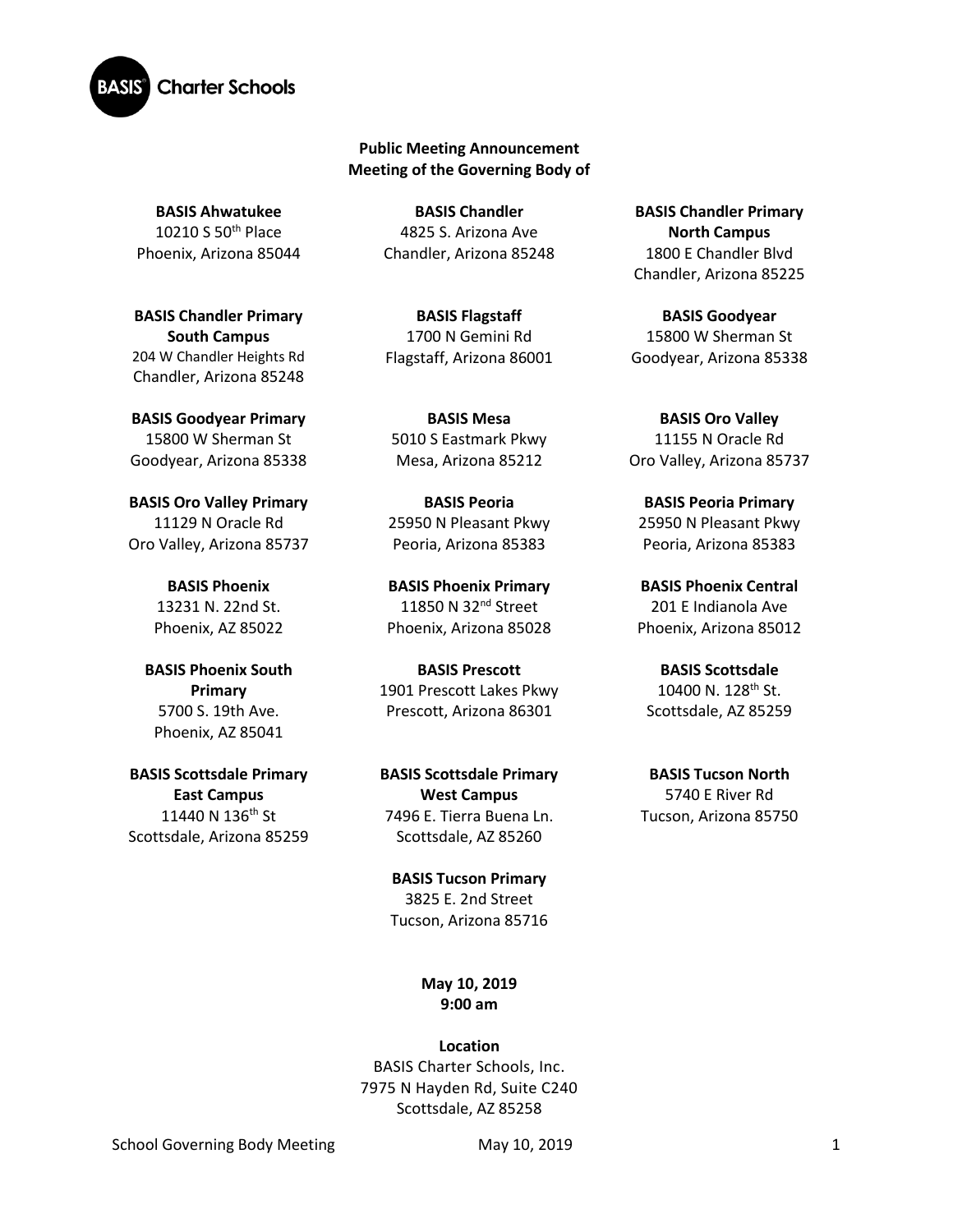**Public Meeting Announcement**
**Meeting of the Governing Body of**

**BASIS Ahwatukee**
10210 S 50th Place
Phoenix, Arizona 85044

**BASIS Chandler**
4825 S. Arizona Ave
Chandler, Arizona 85248

**BASIS Chandler Primary North Campus**
1800 E Chandler Blvd
Chandler, Arizona 85225

**BASIS Chandler Primary South Campus**
204 W Chandler Heights Rd
Chandler, Arizona 85248

**BASIS Flagstaff**
1700 N Gemini Rd
Flagstaff, Arizona 86001

**BASIS Goodyear**
15800 W Sherman St
Goodyear, Arizona 85338

**BASIS Goodyear Primary**
15800 W Sherman St
Goodyear, Arizona 85338

**BASIS Mesa**
5010 S Eastmark Pkwy
Mesa, Arizona 85212

**BASIS Oro Valley**
11155 N Oracle Rd
Oro Valley, Arizona 85737

**BASIS Oro Valley Primary**
11129 N Oracle Rd
Oro Valley, Arizona 85737

**BASIS Peoria**
25950 N Pleasant Pkwy
Peoria, Arizona 85383

**BASIS Peoria Primary**
25950 N Pleasant Pkwy
Peoria, Arizona 85383

**BASIS Phoenix**
13231 N. 22nd St.
Phoenix, AZ 85022

**BASIS Phoenix Primary**
11850 N 32nd Street
Phoenix, Arizona 85028

**BASIS Phoenix Central**
201 E Indianola Ave
Phoenix, Arizona 85012

**BASIS Phoenix South Primary**
5700 S. 19th Ave.
Phoenix, AZ 85041

**BASIS Prescott**
1901 Prescott Lakes Pkwy
Prescott, Arizona 86301

**BASIS Scottsdale**
10400 N. 128th St.
Scottsdale, AZ 85259

**BASIS Scottsdale Primary East Campus**
11440 N 136th St
Scottsdale, Arizona 85259

**BASIS Scottsdale Primary West Campus**
7496 E. Tierra Buena Ln.
Scottsdale, AZ 85260

**BASIS Tucson North**
5740 E River Rd
Tucson, Arizona 85750

**BASIS Tucson Primary**
3825 E. 2nd Street
Tucson, Arizona 85716

**May 10, 2019**
**9:00 am**

**Location**
BASIS Charter Schools, Inc.
7975 N Hayden Rd, Suite C240
Scottsdale, AZ 85258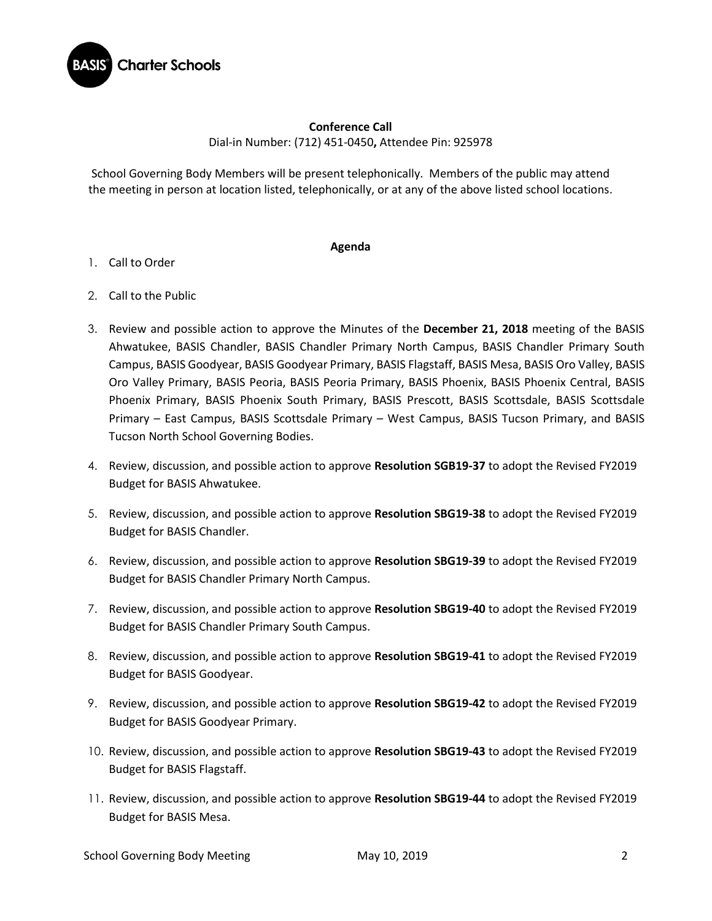**Conference Call**

Dial-in Number: (712) 451-0450**,** Attendee Pin: 925978

School Governing Body Members will be present telephonically. Members of the public may attend the meeting in person at location listed, telephonically, or at any of the above listed school locations.

**Agenda**

1. Call to Order
2. Call to the Public
3. Review and possible action to approve the Minutes of the **December 21, 2018** meeting of the BASIS Ahwatukee, BASIS Chandler, BASIS Chandler Primary North Campus, BASIS Chandler Primary South Campus, BASIS Goodyear, BASIS Goodyear Primary, BASIS Flagstaff, BASIS Mesa, BASIS Oro Valley, BASIS Oro Valley Primary, BASIS Peoria, BASIS Peoria Primary, BASIS Phoenix, BASIS Phoenix Central, BASIS Phoenix Primary, BASIS Phoenix South Primary, BASIS Prescott, BASIS Scottsdale, BASIS Scottsdale Primary – East Campus, BASIS Scottsdale Primary – West Campus, BASIS Tucson Primary, and BASIS Tucson North School Governing Bodies.
4. Review, discussion, and possible action to approve **Resolution SGB19-37** to adopt the Revised FY2019 Budget for BASIS Ahwatukee.
5. Review, discussion, and possible action to approve **Resolution SBG19-38** to adopt the Revised FY2019 Budget for BASIS Chandler.
6. Review, discussion, and possible action to approve **Resolution SBG19-39** to adopt the Revised FY2019 Budget for BASIS Chandler Primary North Campus.
7. Review, discussion, and possible action to approve **Resolution SBG19-40** to adopt the Revised FY2019 Budget for BASIS Chandler Primary South Campus.
8. Review, discussion, and possible action to approve **Resolution SBG19-41** to adopt the Revised FY2019 Budget for BASIS Goodyear.
9. Review, discussion, and possible action to approve **Resolution SBG19-42** to adopt the Revised FY2019 Budget for BASIS Goodyear Primary.
10. Review, discussion, and possible action to approve **Resolution SBG19-43** to adopt the Revised FY2019 Budget for BASIS Flagstaff.
11. Review, discussion, and possible action to approve **Resolution SBG19-44** to adopt the Revised FY2019 Budget for BASIS Mesa.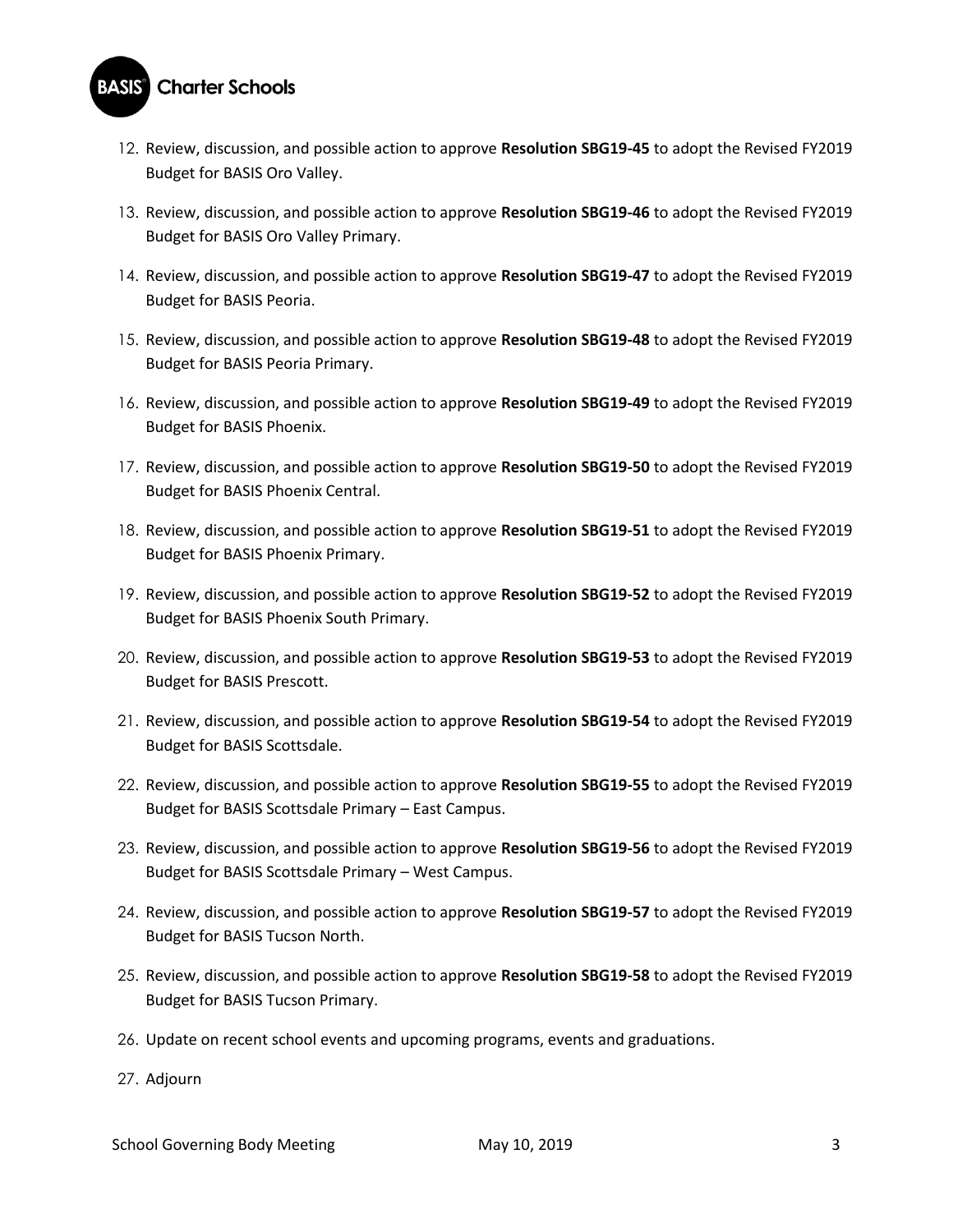12. Review, discussion, and possible action to approve **Resolution SBG19-45** to adopt the Revised FY2019 Budget for BASIS Oro Valley.

13. Review, discussion, and possible action to approve **Resolution SBG19-46** to adopt the Revised FY2019 Budget for BASIS Oro Valley Primary.

14. Review, discussion, and possible action to approve **Resolution SBG19-47** to adopt the Revised FY2019 Budget for BASIS Peoria.

15. Review, discussion, and possible action to approve **Resolution SBG19-48** to adopt the Revised FY2019 Budget for BASIS Peoria Primary.

16. Review, discussion, and possible action to approve **Resolution SBG19-49** to adopt the Revised FY2019 Budget for BASIS Phoenix.

17. Review, discussion, and possible action to approve **Resolution SBG19-50** to adopt the Revised FY2019 Budget for BASIS Phoenix Central.

18. Review, discussion, and possible action to approve **Resolution SBG19-51** to adopt the Revised FY2019 Budget for BASIS Phoenix Primary.

19. Review, discussion, and possible action to approve **Resolution SBG19-52** to adopt the Revised FY2019 Budget for BASIS Phoenix South Primary.

20. Review, discussion, and possible action to approve **Resolution SBG19-53** to adopt the Revised FY2019 Budget for BASIS Prescott.

21. Review, discussion, and possible action to approve **Resolution SBG19-54** to adopt the Revised FY2019 Budget for BASIS Scottsdale.

22. Review, discussion, and possible action to approve **Resolution SBG19-55** to adopt the Revised FY2019 Budget for BASIS Scottsdale Primary – East Campus.

23. Review, discussion, and possible action to approve **Resolution SBG19-56** to adopt the Revised FY2019 Budget for BASIS Scottsdale Primary – West Campus.

24. Review, discussion, and possible action to approve **Resolution SBG19-57** to adopt the Revised FY2019 Budget for BASIS Tucson North.

25. Review, discussion, and possible action to approve **Resolution SBG19-58** to adopt the Revised FY2019 Budget for BASIS Tucson Primary.

26. Update on recent school events and upcoming programs, events and graduations.

27. Adjourn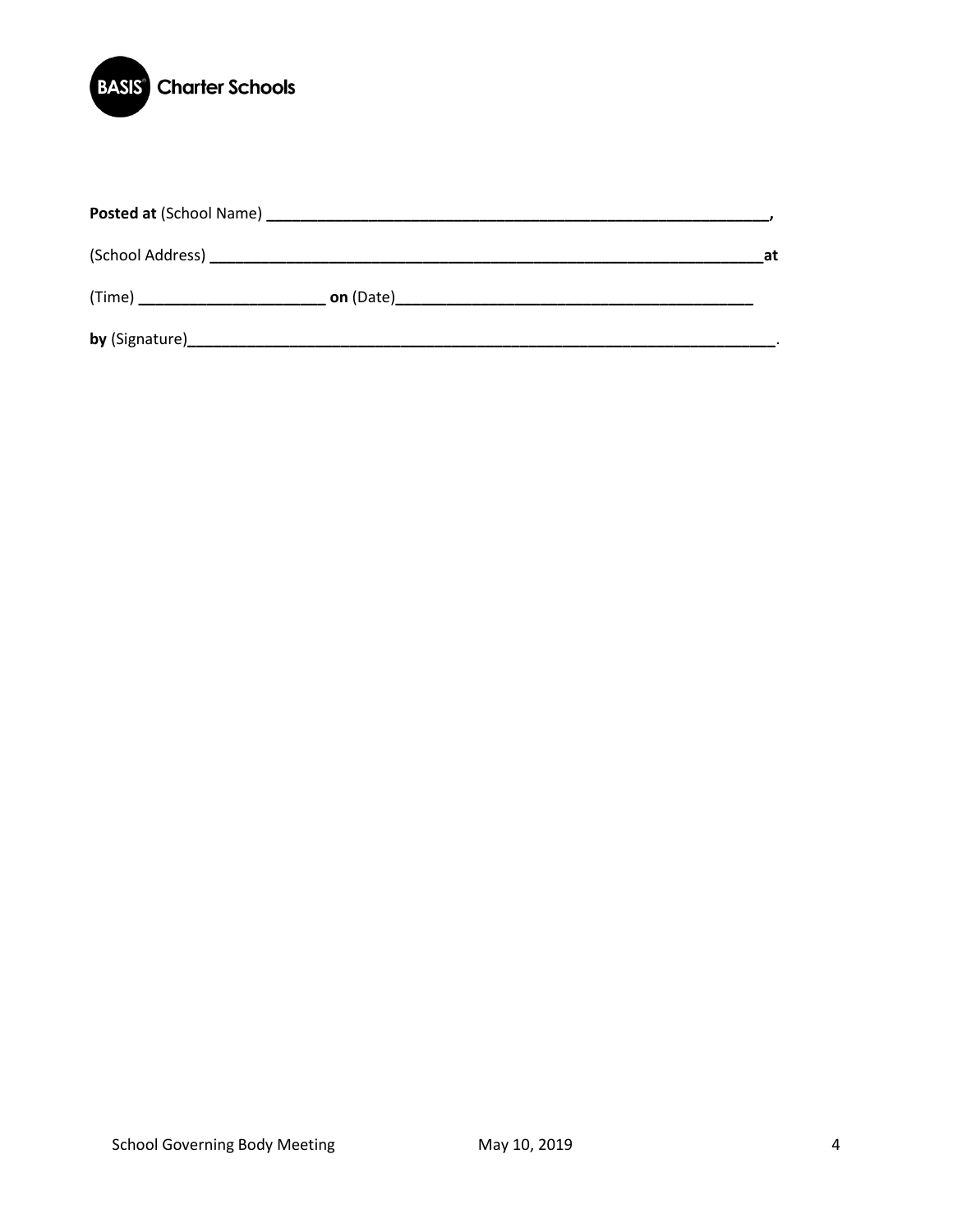**Posted at** (School Name) **____________________________________________________________,**

(School Address) **__________________________________________________________________at**

(Time) **______________________ on** (Date)**___________________________________________**

**by** (Signature)**_________________________________________________________________________**.